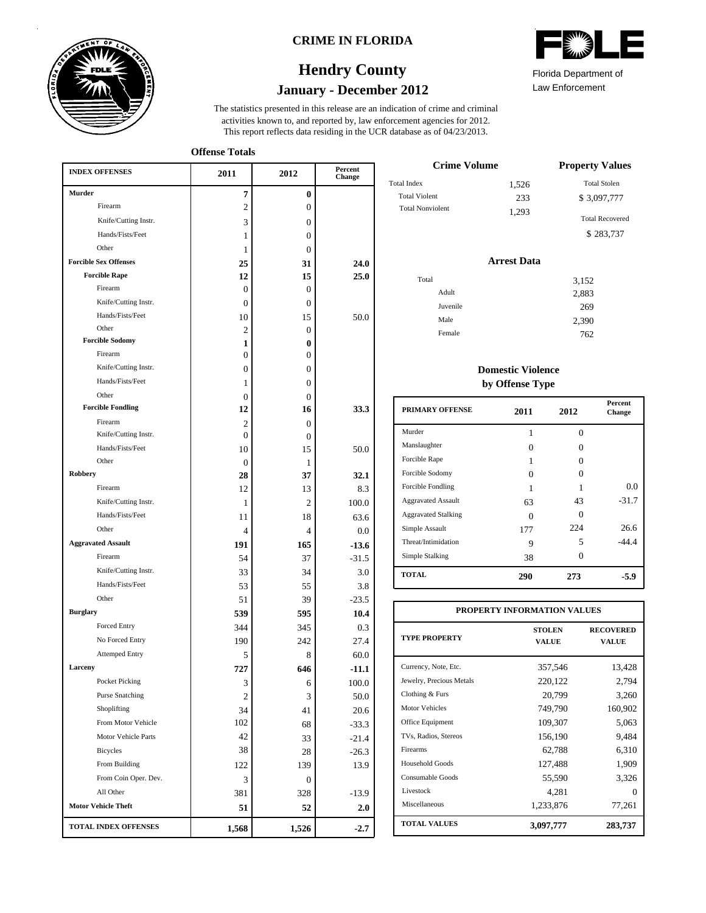# CRIME IN FLORIDA

## Hendry County

### January - December 2012

Florida Department of Law Enforcement

The statistics presented in this release are an indication of crime and criminal activities known to, and reported by, law enforcement agencies for 2012. This report reflects data residing in the UCR database as of 04/23/2013.

### Offense Totals

| INDEX OFFENSES | 2011 | 2012 | Percent Change |
|---|---|---|---|
| **Murder** | **7** | **0** | |
| Firearm | 2 | 0 | |
| Knife/Cutting Instr. | 3 | 0 | |
| Hands/Fists/Feet | 1 | 0 | |
| Other | 1 | 0 | |
| **Forcible Sex Offenses** | **25** | **31** | **24.0** |
| **Forcible Rape** | **12** | **15** | **25.0** |
| Firearm | 0 | 0 | |
| Knife/Cutting Instr. | 0 | 0 | |
| Hands/Fists/Feet | 10 | 15 | 50.0 |
| Other | 2 | 0 | |
| **Forcible Sodomy** | **1** | **0** | |
| Firearm | 0 | 0 | |
| Knife/Cutting Instr. | 0 | 0 | |
| Hands/Fists/Feet | 1 | 0 | |
| Other | 0 | 0 | |
| **Forcible Fondling** | **12** | **16** | **33.3** |
| Firearm | 2 | 0 | |
| Knife/Cutting Instr. | 0 | 0 | |
| Hands/Fists/Feet | 10 | 15 | 50.0 |
| Other | 0 | 1 | |
| **Robbery** | **28** | **37** | **32.1** |
| Firearm | 12 | 13 | 8.3 |
| Knife/Cutting Instr. | 1 | 2 | 100.0 |
| Hands/Fists/Feet | 11 | 18 | 63.6 |
| Other | 4 | 4 | 0.0 |
| **Aggravated Assault** | **191** | **165** | **-13.6** |
| Firearm | 54 | 37 | -31.5 |
| Knife/Cutting Instr. | 33 | 34 | 3.0 |
| Hands/Fists/Feet | 53 | 55 | 3.8 |
| Other | 51 | 39 | -23.5 |
| **Burglary** | **539** | **595** | **10.4** |
| Forced Entry | 344 | 345 | 0.3 |
| No Forced Entry | 190 | 242 | 27.4 |
| Attemped Entry | 5 | 8 | 60.0 |
| **Larceny** | **727** | **646** | **-11.1** |
| Pocket Picking | 3 | 6 | 100.0 |
| Purse Snatching | 2 | 3 | 50.0 |
| Shoplifting | 34 | 41 | 20.6 |
| From Motor Vehicle | 102 | 68 | -33.3 |
| Motor Vehicle Parts | 42 | 33 | -21.4 |
| Bicycles | 38 | 28 | -26.3 |
| From Building | 122 | 139 | 13.9 |
| From Coin Oper. Dev. | 3 | 0 | |
| All Other | 381 | 328 | -13.9 |
| **Motor Vehicle Theft** | **51** | **52** | **2.0** |
| **TOTAL INDEX OFFENSES** | **1,568** | **1,526** | **-2.7** |

### Crime Volume

| | |
|---|---|
| Total Index | 1,526 |
| Total Violent | 233 |
| Total Nonviolent | 1,293 |

### Property Values

| | |
|---|---|
| Total Stolen | $ 3,097,777 |
| Total Recovered | $ 283,737 |

### Arrest Data

| | |
|---|---|
| Total | 3,152 |
| Adult | 2,883 |
| Juvenile | 269 |
| Male | 2,390 |
| Female | 762 |

### Domestic Violence by Offense Type

| PRIMARY OFFENSE | 2011 | 2012 | Percent Change |
|---|---|---|---|
| Murder | 1 | 0 | |
| Manslaughter | 0 | 0 | |
| Forcible Rape | 1 | 0 | |
| Forcible Sodomy | 0 | 0 | |
| Forcible Fondling | 1 | 1 | 0.0 |
| Aggravated Assault | 63 | 43 | -31.7 |
| Aggravated Stalking | 0 | 0 | |
| Simple Assault | 177 | 224 | 26.6 |
| Threat/Intimidation | 9 | 5 | -44.4 |
| Simple Stalking | 38 | 0 | |
| **TOTAL** | **290** | **273** | **-5.9** |

### PROPERTY INFORMATION VALUES

| TYPE PROPERTY | STOLEN VALUE | RECOVERED VALUE |
|---|---|---|
| Currency, Note, Etc. | 357,546 | 13,428 |
| Jewelry, Precious Metals | 220,122 | 2,794 |
| Clothing & Furs | 20,799 | 3,260 |
| Motor Vehicles | 749,790 | 160,902 |
| Office Equipment | 109,307 | 5,063 |
| TVs, Radios, Stereos | 156,190 | 9,484 |
| Firearms | 62,788 | 6,310 |
| Household Goods | 127,488 | 1,909 |
| Consumable Goods | 55,590 | 3,326 |
| Livestock | 4,281 | 0 |
| Miscellaneous | 1,233,876 | 77,261 |
| **TOTAL VALUES** | **3,097,777** | **283,737** |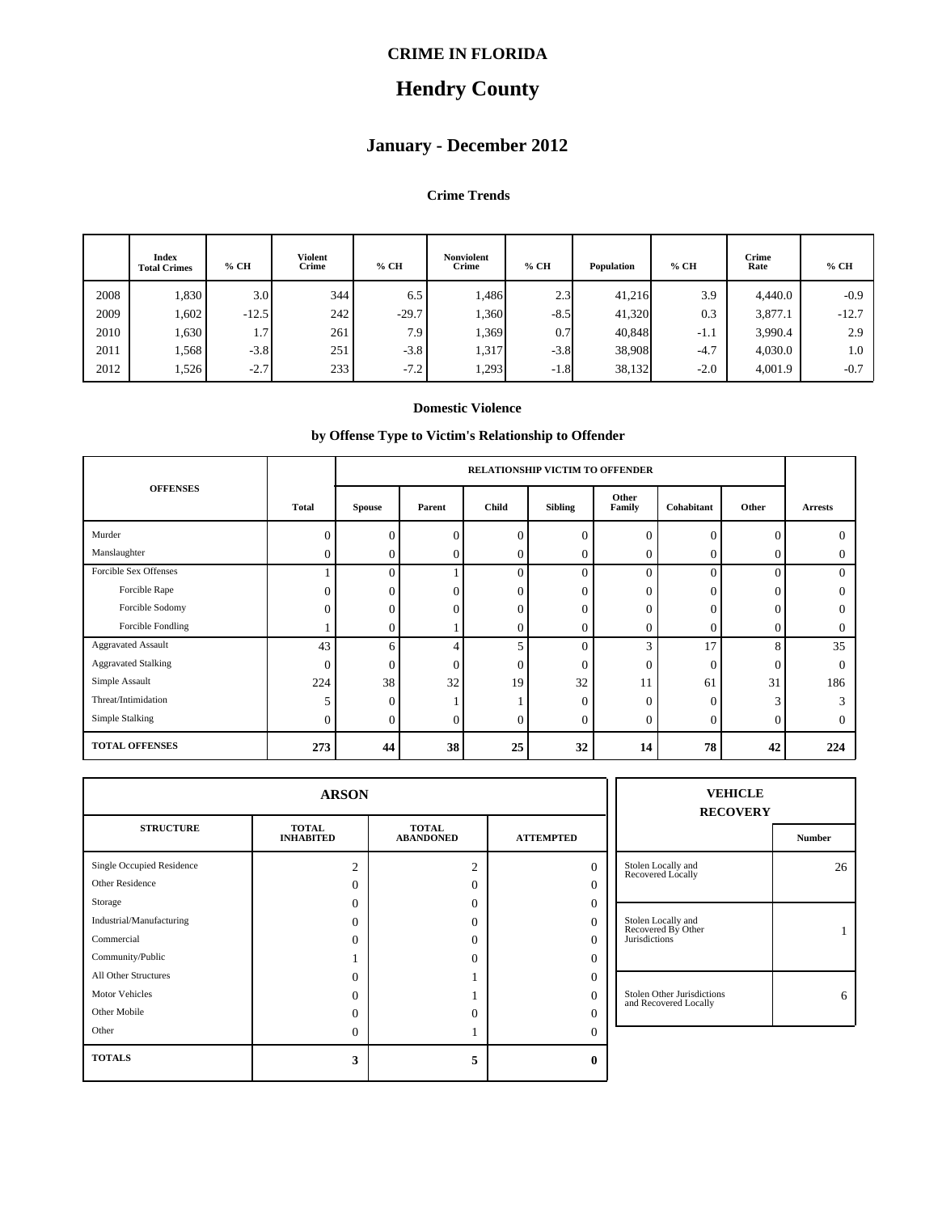**CRIME IN FLORIDA**

# Hendry County

## January - December 2012

### Crime Trends

| | Index Total Crimes | % CH | Violent Crime | % CH | Nonviolent Crime | % CH | Population | % CH | Crime Rate | % CH |
|---|---|---|---|---|---|---|---|---|---|---|
| 2008 | 1,830 | 3.0 | 344 | 6.5 | 1,486 | 2.3 | 41,216 | 3.9 | 4,440.0 | -0.9 |
| 2009 | 1,602 | -12.5 | 242 | -29.7 | 1,360 | -8.5 | 41,320 | 0.3 | 3,877.1 | -12.7 |
| 2010 | 1,630 | 1.7 | 261 | 7.9 | 1,369 | 0.7 | 40,848 | -1.1 | 3,990.4 | 2.9 |
| 2011 | 1,568 | -3.8 | 251 | -3.8 | 1,317 | -3.8 | 38,908 | -4.7 | 4,030.0 | 1.0 |
| 2012 | 1,526 | -2.7 | 233 | -7.2 | 1,293 | -1.8 | 38,132 | -2.0 | 4,001.9 | -0.7 |

### Domestic Violence

### by Offense Type to Victim's Relationship to Offender

| OFFENSES | | RELATIONSHIP VICTIM TO OFFENDER | | | | | | | |
|---|---|---|---|---|---|---|---|---|---|
| | Total | Spouse | Parent | Child | Sibling | Other Family | Cohabitant | Other | Arrests |
| Murder | 0 | 0 | 0 | 0 | 0 | 0 | 0 | 0 | 0 |
| Manslaughter | 0 | 0 | 0 | 0 | 0 | 0 | 0 | 0 | 0 |
| Forcible Sex Offenses | 1 | 0 | 1 | 0 | 0 | 0 | 0 | 0 | 0 |
| Forcible Rape | 0 | 0 | 0 | 0 | 0 | 0 | 0 | 0 | 0 |
| Forcible Sodomy | 0 | 0 | 0 | 0 | 0 | 0 | 0 | 0 | 0 |
| Forcible Fondling | 1 | 0 | 1 | 0 | 0 | 0 | 0 | 0 | 0 |
| Aggravated Assault | 43 | 6 | 4 | 5 | 0 | 3 | 17 | 8 | 35 |
| Aggravated Stalking | 0 | 0 | 0 | 0 | 0 | 0 | 0 | 0 | 0 |
| Simple Assault | 224 | 38 | 32 | 19 | 32 | 11 | 61 | 31 | 186 |
| Threat/Intimidation | 5 | 0 | 1 | 1 | 0 | 0 | 0 | 3 | 3 |
| Simple Stalking | 0 | 0 | 0 | 0 | 0 | 0 | 0 | 0 | 0 |
| **TOTAL OFFENSES** | **273** | **44** | **38** | **25** | **32** | **14** | **78** | **42** | **224** |

| ARSON | | | |
|---|---|---|---|
| STRUCTURE | TOTAL INHABITED | TOTAL ABANDONED | ATTEMPTED |
| Single Occupied Residence | 2 | 2 | 0 |
| Other Residence | 0 | 0 | 0 |
| Storage | 0 | 0 | 0 |
| Industrial/Manufacturing | 0 | 0 | 0 |
| Commercial | 0 | 0 | 0 |
| Community/Public | 1 | 0 | 0 |
| All Other Structures | 0 | 1 | 0 |
| Motor Vehicles | 0 | 1 | 0 |
| Other Mobile | 0 | 0 | 0 |
| Other | 0 | 1 | 0 |
| **TOTALS** | **3** | **5** | **0** |

| VEHICLE RECOVERY | Number |
|---|---|
| Stolen Locally and Recovered Locally | 26 |
| Stolen Locally and Recovered By Other Jurisdictions | 1 |
| Stolen Other Jurisdictions and Recovered Locally | 6 |